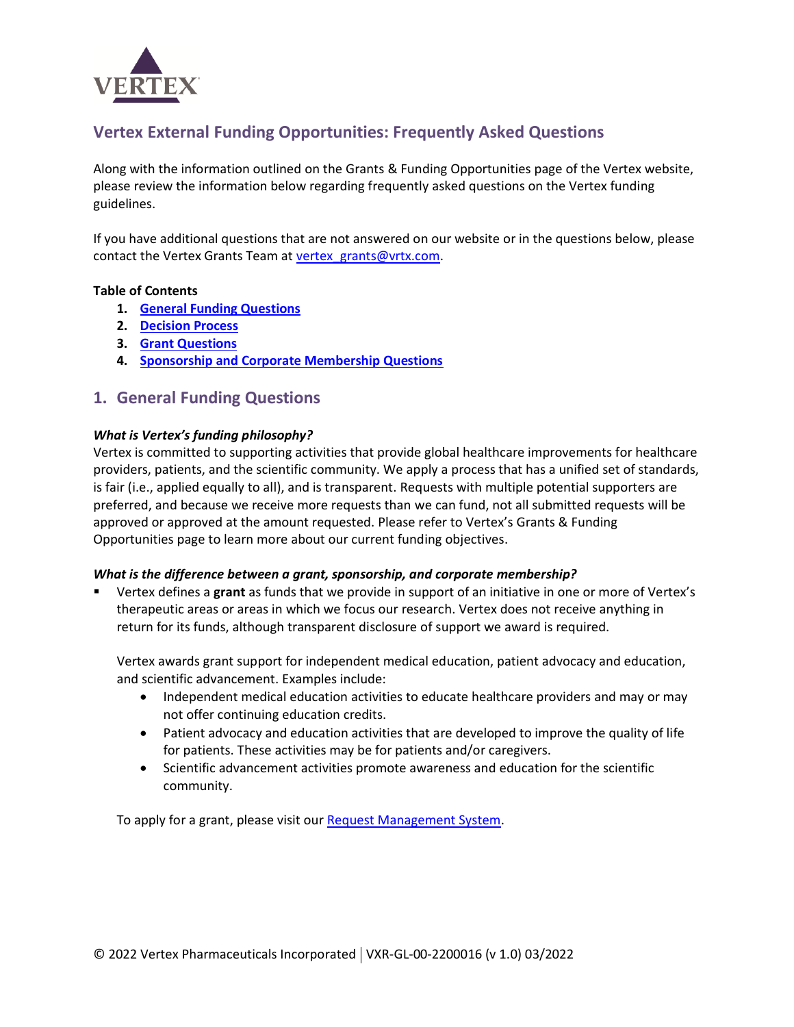# Vertex External Funding Opportunities: Frequently Asked Questions

Along with the information outlined on the Grants & Funding Opportunities page of the Vertex website, please review the information below regarding frequently asked questions on the Vertex funding guidelines.

If you have additional questions that are not answered on our website or in the questions below, please contact the Vertex Grants Team at vertex_grants@vrtx.com.

**Table of Contents**

1. **General Funding Questions**
2. **Decision Process**
3. **Grant Questions**
4. **Sponsorship and Corporate Membership Questions**

## 1. General Funding Questions

***What is Vertex's funding philosophy?***

Vertex is committed to supporting activities that provide global healthcare improvements for healthcare providers, patients, and the scientific community. We apply a process that has a unified set of standards, is fair (i.e., applied equally to all), and is transparent. Requests with multiple potential supporters are preferred, and because we receive more requests than we can fund, not all submitted requests will be approved or approved at the amount requested. Please refer to Vertex's Grants & Funding Opportunities page to learn more about our current funding objectives.

***What is the difference between a grant, sponsorship, and corporate membership?***

- Vertex defines a **grant** as funds that we provide in support of an initiative in one or more of Vertex's therapeutic areas or areas in which we focus our research. Vertex does not receive anything in return for its funds, although transparent disclosure of support we award is required.

  Vertex awards grant support for independent medical education, patient advocacy and education, and scientific advancement. Examples include:

  - Independent medical education activities to educate healthcare providers and may or may not offer continuing education credits.
  - Patient advocacy and education activities that are developed to improve the quality of life for patients. These activities may be for patients and/or caregivers.
  - Scientific advancement activities promote awareness and education for the scientific community.

  To apply for a grant, please visit our Request Management System.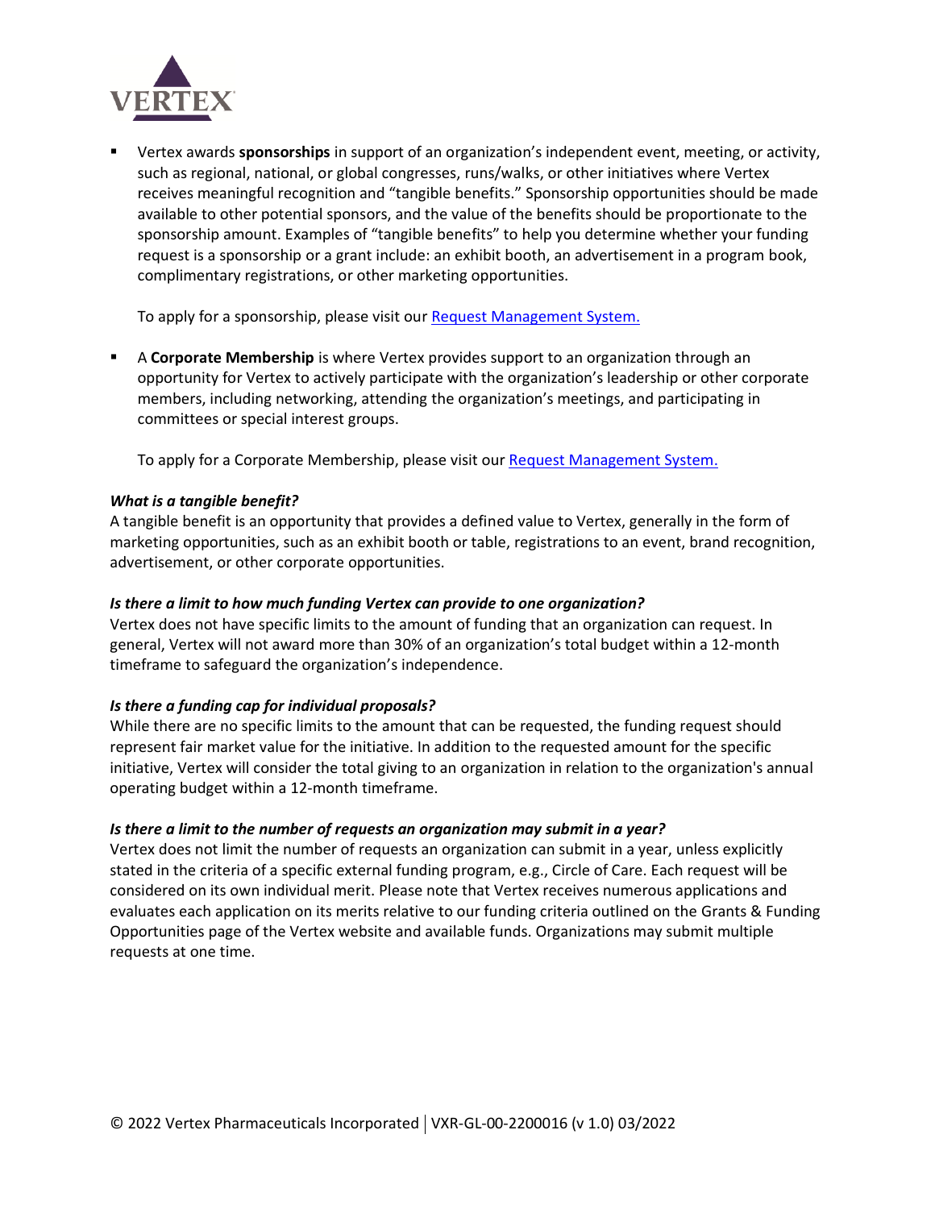- Vertex awards **sponsorships** in support of an organization's independent event, meeting, or activity, such as regional, national, or global congresses, runs/walks, or other initiatives where Vertex receives meaningful recognition and "tangible benefits." Sponsorship opportunities should be made available to other potential sponsors, and the value of the benefits should be proportionate to the sponsorship amount. Examples of "tangible benefits" to help you determine whether your funding request is a sponsorship or a grant include: an exhibit booth, an advertisement in a program book, complimentary registrations, or other marketing opportunities.

  To apply for a sponsorship, please visit our Request Management System.

- A **Corporate Membership** is where Vertex provides support to an organization through an opportunity for Vertex to actively participate with the organization's leadership or other corporate members, including networking, attending the organization's meetings, and participating in committees or special interest groups.

  To apply for a Corporate Membership, please visit our Request Management System.

***What is a tangible benefit?***

A tangible benefit is an opportunity that provides a defined value to Vertex, generally in the form of marketing opportunities, such as an exhibit booth or table, registrations to an event, brand recognition, advertisement, or other corporate opportunities.

***Is there a limit to how much funding Vertex can provide to one organization?***

Vertex does not have specific limits to the amount of funding that an organization can request. In general, Vertex will not award more than 30% of an organization's total budget within a 12-month timeframe to safeguard the organization's independence.

***Is there a funding cap for individual proposals?***

While there are no specific limits to the amount that can be requested, the funding request should represent fair market value for the initiative. In addition to the requested amount for the specific initiative, Vertex will consider the total giving to an organization in relation to the organization's annual operating budget within a 12-month timeframe.

***Is there a limit to the number of requests an organization may submit in a year?***

Vertex does not limit the number of requests an organization can submit in a year, unless explicitly stated in the criteria of a specific external funding program, e.g., Circle of Care. Each request will be considered on its own individual merit. Please note that Vertex receives numerous applications and evaluates each application on its merits relative to our funding criteria outlined on the Grants & Funding Opportunities page of the Vertex website and available funds. Organizations may submit multiple requests at one time.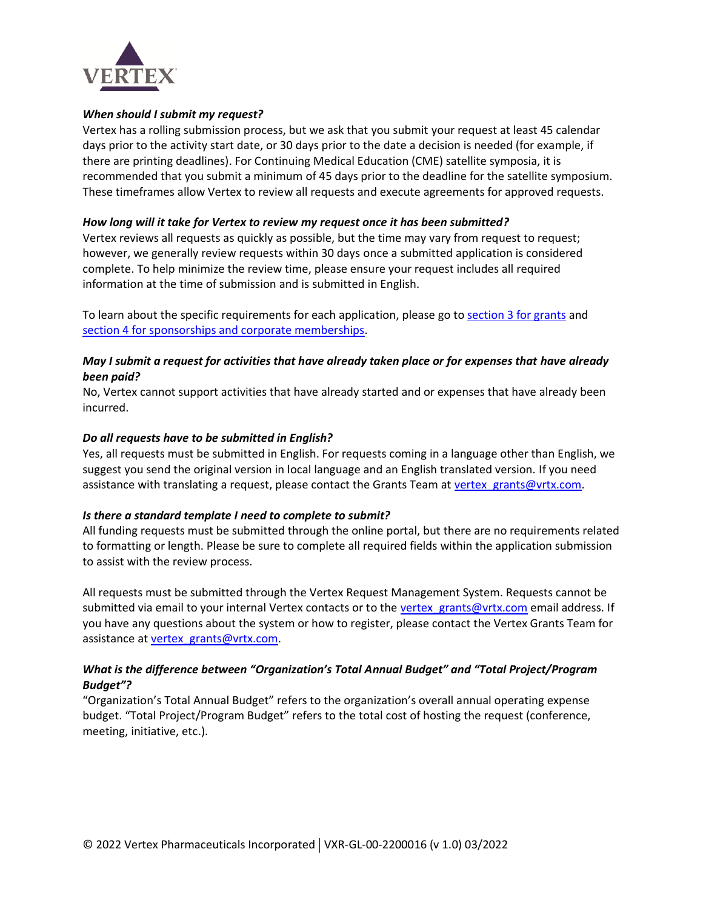***When should I submit my request?***

Vertex has a rolling submission process, but we ask that you submit your request at least 45 calendar days prior to the activity start date, or 30 days prior to the date a decision is needed (for example, if there are printing deadlines). For Continuing Medical Education (CME) satellite symposia, it is recommended that you submit a minimum of 45 days prior to the deadline for the satellite symposium. These timeframes allow Vertex to review all requests and execute agreements for approved requests.

***How long will it take for Vertex to review my request once it has been submitted?***

Vertex reviews all requests as quickly as possible, but the time may vary from request to request; however, we generally review requests within 30 days once a submitted application is considered complete. To help minimize the review time, please ensure your request includes all required information at the time of submission and is submitted in English.

To learn about the specific requirements for each application, please go to section 3 for grants and section 4 for sponsorships and corporate memberships.

***May I submit a request for activities that have already taken place or for expenses that have already been paid?***

No, Vertex cannot support activities that have already started and or expenses that have already been incurred.

***Do all requests have to be submitted in English?***

Yes, all requests must be submitted in English. For requests coming in a language other than English, we suggest you send the original version in local language and an English translated version. If you need assistance with translating a request, please contact the Grants Team at vertex_grants@vrtx.com.

***Is there a standard template I need to complete to submit?***

All funding requests must be submitted through the online portal, but there are no requirements related to formatting or length. Please be sure to complete all required fields within the application submission to assist with the review process.

All requests must be submitted through the Vertex Request Management System. Requests cannot be submitted via email to your internal Vertex contacts or to the vertex_grants@vrtx.com email address. If you have any questions about the system or how to register, please contact the Vertex Grants Team for assistance at vertex_grants@vrtx.com.

***What is the difference between "Organization's Total Annual Budget" and "Total Project/Program Budget"?***

"Organization's Total Annual Budget" refers to the organization's overall annual operating expense budget. "Total Project/Program Budget" refers to the total cost of hosting the request (conference, meeting, initiative, etc.).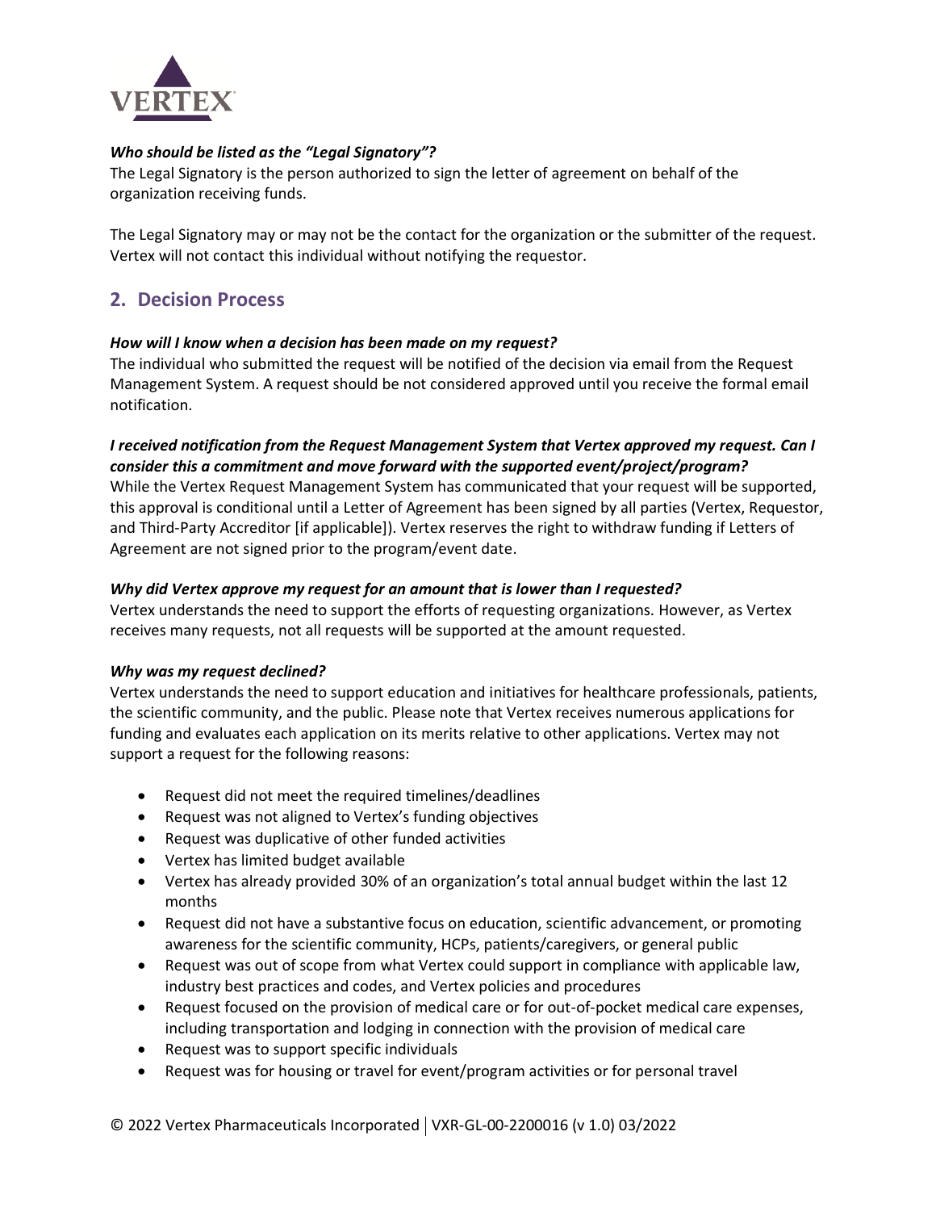***Who should be listed as the "Legal Signatory"?***

The Legal Signatory is the person authorized to sign the letter of agreement on behalf of the organization receiving funds.

The Legal Signatory may or may not be the contact for the organization or the submitter of the request. Vertex will not contact this individual without notifying the requestor.

## 2. Decision Process

***How will I know when a decision has been made on my request?***

The individual who submitted the request will be notified of the decision via email from the Request Management System. A request should be not considered approved until you receive the formal email notification.

***I received notification from the Request Management System that Vertex approved my request. Can I consider this a commitment and move forward with the supported event/project/program?***

While the Vertex Request Management System has communicated that your request will be supported, this approval is conditional until a Letter of Agreement has been signed by all parties (Vertex, Requestor, and Third-Party Accreditor [if applicable]). Vertex reserves the right to withdraw funding if Letters of Agreement are not signed prior to the program/event date.

***Why did Vertex approve my request for an amount that is lower than I requested?***

Vertex understands the need to support the efforts of requesting organizations. However, as Vertex receives many requests, not all requests will be supported at the amount requested.

***Why was my request declined?***

Vertex understands the need to support education and initiatives for healthcare professionals, patients, the scientific community, and the public. Please note that Vertex receives numerous applications for funding and evaluates each application on its merits relative to other applications. Vertex may not support a request for the following reasons:

- Request did not meet the required timelines/deadlines
- Request was not aligned to Vertex's funding objectives
- Request was duplicative of other funded activities
- Vertex has limited budget available
- Vertex has already provided 30% of an organization's total annual budget within the last 12 months
- Request did not have a substantive focus on education, scientific advancement, or promoting awareness for the scientific community, HCPs, patients/caregivers, or general public
- Request was out of scope from what Vertex could support in compliance with applicable law, industry best practices and codes, and Vertex policies and procedures
- Request focused on the provision of medical care or for out-of-pocket medical care expenses, including transportation and lodging in connection with the provision of medical care
- Request was to support specific individuals
- Request was for housing or travel for event/program activities or for personal travel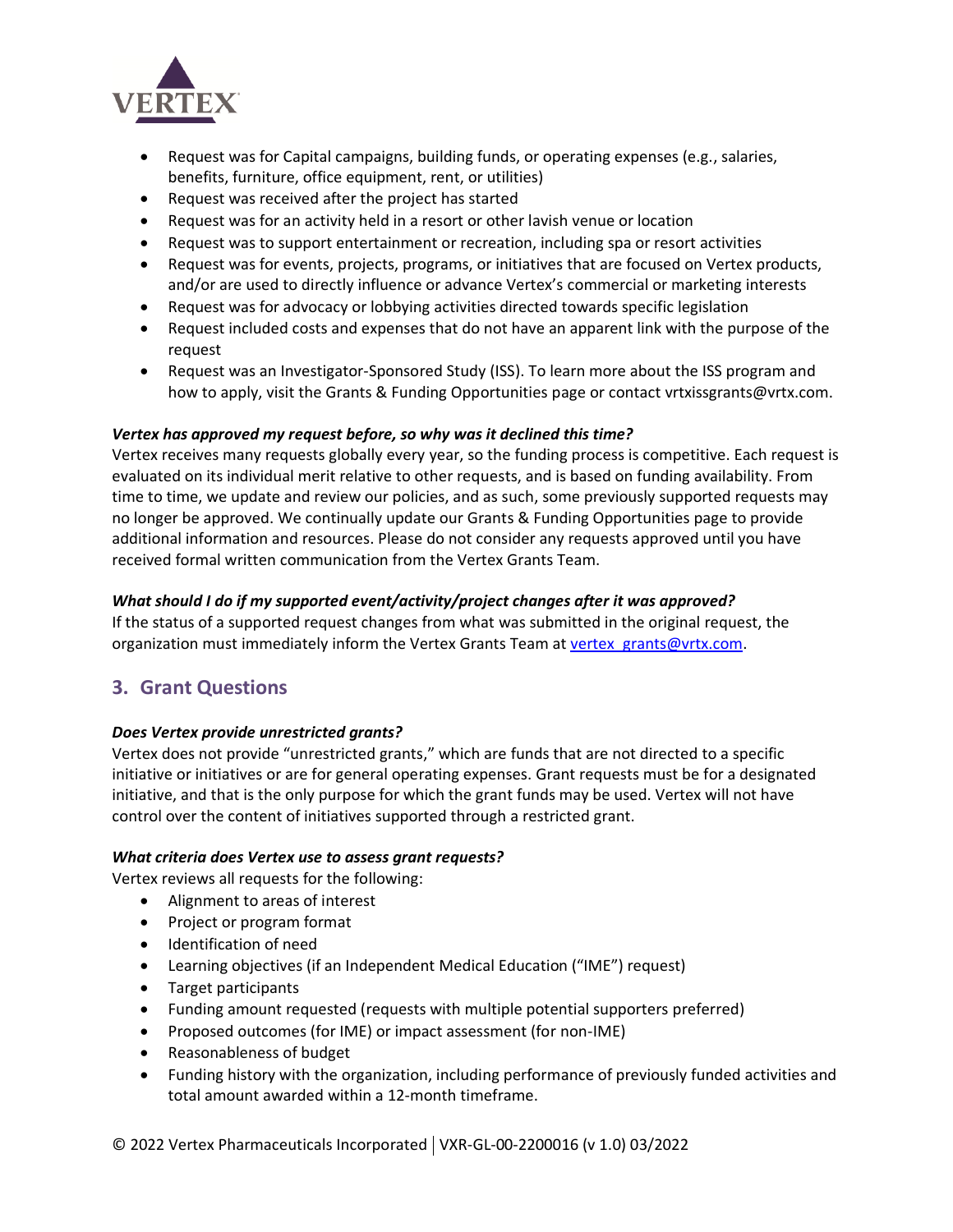- Request was for Capital campaigns, building funds, or operating expenses (e.g., salaries, benefits, furniture, office equipment, rent, or utilities)
- Request was received after the project has started
- Request was for an activity held in a resort or other lavish venue or location
- Request was to support entertainment or recreation, including spa or resort activities
- Request was for events, projects, programs, or initiatives that are focused on Vertex products, and/or are used to directly influence or advance Vertex's commercial or marketing interests
- Request was for advocacy or lobbying activities directed towards specific legislation
- Request included costs and expenses that do not have an apparent link with the purpose of the request
- Request was an Investigator-Sponsored Study (ISS). To learn more about the ISS program and how to apply, visit the Grants & Funding Opportunities page or contact vrtxissgrants@vrtx.com.

***Vertex has approved my request before, so why was it declined this time?***

Vertex receives many requests globally every year, so the funding process is competitive. Each request is evaluated on its individual merit relative to other requests, and is based on funding availability. From time to time, we update and review our policies, and as such, some previously supported requests may no longer be approved. We continually update our Grants & Funding Opportunities page to provide additional information and resources. Please do not consider any requests approved until you have received formal written communication from the Vertex Grants Team.

***What should I do if my supported event/activity/project changes after it was approved?***

If the status of a supported request changes from what was submitted in the original request, the organization must immediately inform the Vertex Grants Team at vertex_grants@vrtx.com.

## 3. Grant Questions

***Does Vertex provide unrestricted grants?***

Vertex does not provide "unrestricted grants," which are funds that are not directed to a specific initiative or initiatives or are for general operating expenses. Grant requests must be for a designated initiative, and that is the only purpose for which the grant funds may be used. Vertex will not have control over the content of initiatives supported through a restricted grant.

***What criteria does Vertex use to assess grant requests?***

Vertex reviews all requests for the following:

- Alignment to areas of interest
- Project or program format
- Identification of need
- Learning objectives (if an Independent Medical Education ("IME") request)
- Target participants
- Funding amount requested (requests with multiple potential supporters preferred)
- Proposed outcomes (for IME) or impact assessment (for non-IME)
- Reasonableness of budget
- Funding history with the organization, including performance of previously funded activities and total amount awarded within a 12-month timeframe.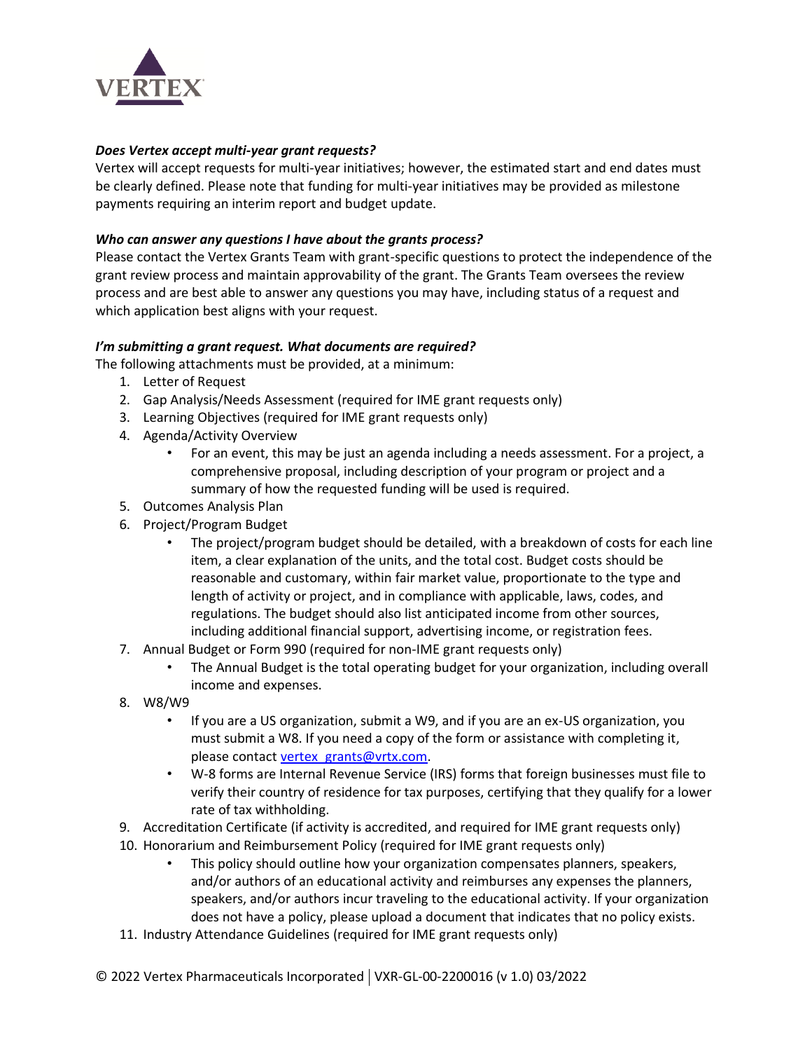***Does Vertex accept multi-year grant requests?***

Vertex will accept requests for multi-year initiatives; however, the estimated start and end dates must be clearly defined. Please note that funding for multi-year initiatives may be provided as milestone payments requiring an interim report and budget update.

***Who can answer any questions I have about the grants process?***

Please contact the Vertex Grants Team with grant-specific questions to protect the independence of the grant review process and maintain approvability of the grant. The Grants Team oversees the review process and are best able to answer any questions you may have, including status of a request and which application best aligns with your request.

***I'm submitting a grant request. What documents are required?***

The following attachments must be provided, at a minimum:

1. Letter of Request
2. Gap Analysis/Needs Assessment (required for IME grant requests only)
3. Learning Objectives (required for IME grant requests only)
4. Agenda/Activity Overview
   - For an event, this may be just an agenda including a needs assessment. For a project, a comprehensive proposal, including description of your program or project and a summary of how the requested funding will be used is required.
5. Outcomes Analysis Plan
6. Project/Program Budget
   - The project/program budget should be detailed, with a breakdown of costs for each line item, a clear explanation of the units, and the total cost. Budget costs should be reasonable and customary, within fair market value, proportionate to the type and length of activity or project, and in compliance with applicable, laws, codes, and regulations. The budget should also list anticipated income from other sources, including additional financial support, advertising income, or registration fees.
7. Annual Budget or Form 990 (required for non-IME grant requests only)
   - The Annual Budget is the total operating budget for your organization, including overall income and expenses.
8. W8/W9
   - If you are a US organization, submit a W9, and if you are an ex-US organization, you must submit a W8. If you need a copy of the form or assistance with completing it, please contact vertex_grants@vrtx.com.
   - W-8 forms are Internal Revenue Service (IRS) forms that foreign businesses must file to verify their country of residence for tax purposes, certifying that they qualify for a lower rate of tax withholding.
9. Accreditation Certificate (if activity is accredited, and required for IME grant requests only)
10. Honorarium and Reimbursement Policy (required for IME grant requests only)
    - This policy should outline how your organization compensates planners, speakers, and/or authors of an educational activity and reimburses any expenses the planners, speakers, and/or authors incur traveling to the educational activity. If your organization does not have a policy, please upload a document that indicates that no policy exists.
11. Industry Attendance Guidelines (required for IME grant requests only)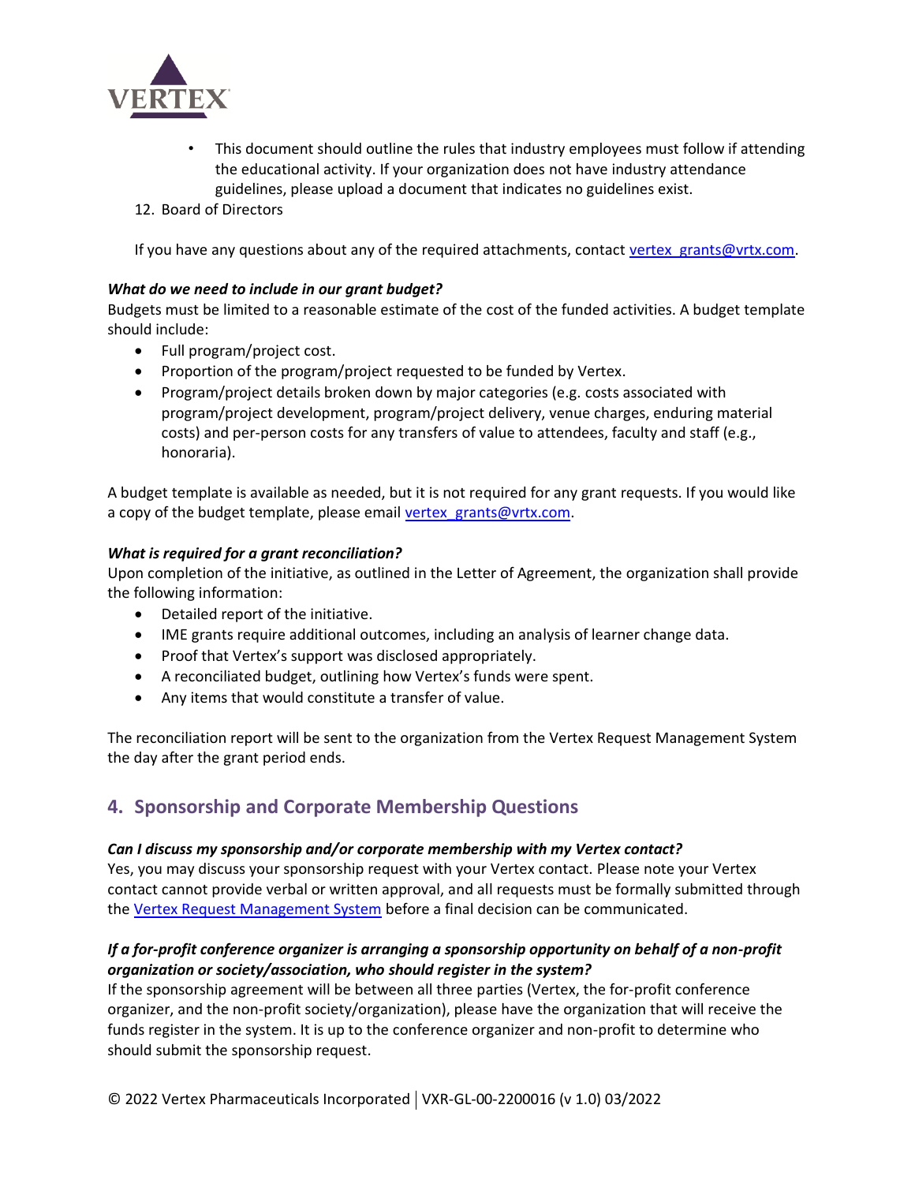- This document should outline the rules that industry employees must follow if attending the educational activity. If your organization does not have industry attendance guidelines, please upload a document that indicates no guidelines exist.

12. Board of Directors

If you have any questions about any of the required attachments, contact vertex_grants@vrtx.com.

***What do we need to include in our grant budget?***

Budgets must be limited to a reasonable estimate of the cost of the funded activities. A budget template should include:

- Full program/project cost.
- Proportion of the program/project requested to be funded by Vertex.
- Program/project details broken down by major categories (e.g. costs associated with program/project development, program/project delivery, venue charges, enduring material costs) and per-person costs for any transfers of value to attendees, faculty and staff (e.g., honoraria).

A budget template is available as needed, but it is not required for any grant requests. If you would like a copy of the budget template, please email vertex_grants@vrtx.com.

***What is required for a grant reconciliation?***

Upon completion of the initiative, as outlined in the Letter of Agreement, the organization shall provide the following information:

- Detailed report of the initiative.
- IME grants require additional outcomes, including an analysis of learner change data.
- Proof that Vertex's support was disclosed appropriately.
- A reconciled budget, outlining how Vertex's funds were spent.
- Any items that would constitute a transfer of value.

The reconciliation report will be sent to the organization from the Vertex Request Management System the day after the grant period ends.

## 4. Sponsorship and Corporate Membership Questions

***Can I discuss my sponsorship and/or corporate membership with my Vertex contact?***

Yes, you may discuss your sponsorship request with your Vertex contact. Please note your Vertex contact cannot provide verbal or written approval, and all requests must be formally submitted through the Vertex Request Management System before a final decision can be communicated.

***If a for-profit conference organizer is arranging a sponsorship opportunity on behalf of a non-profit organization or society/association, who should register in the system?***

If the sponsorship agreement will be between all three parties (Vertex, the for-profit conference organizer, and the non-profit society/organization), please have the organization that will receive the funds register in the system. It is up to the conference organizer and non-profit to determine who should submit the sponsorship request.

© 2022 Vertex Pharmaceuticals Incorporated | VXR-GL-00-2200016 (v 1.0) 03/2022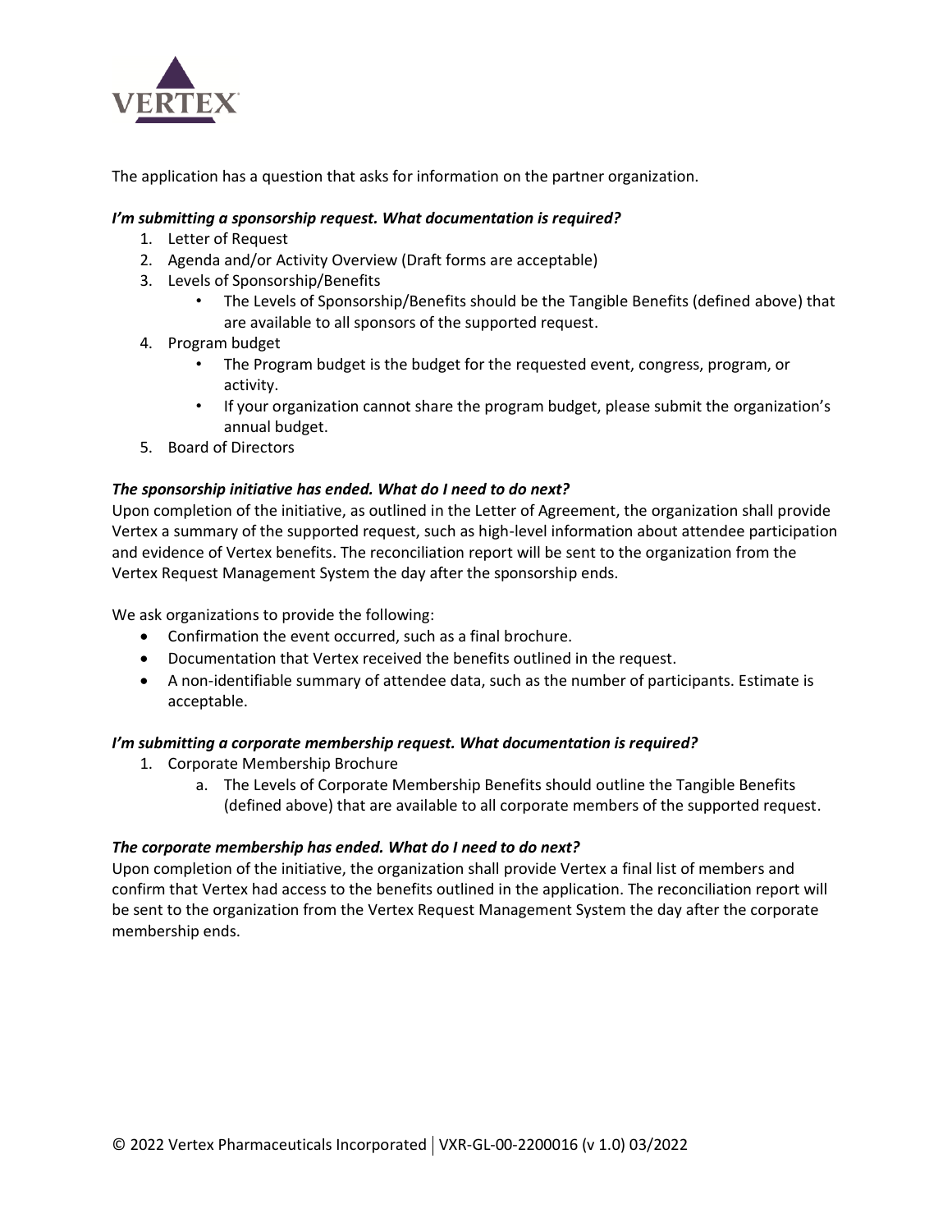The application has a question that asks for information on the partner organization.

***I'm submitting a sponsorship request. What documentation is required?***

1. Letter of Request
2. Agenda and/or Activity Overview (Draft forms are acceptable)
3. Levels of Sponsorship/Benefits
   - The Levels of Sponsorship/Benefits should be the Tangible Benefits (defined above) that are available to all sponsors of the supported request.
4. Program budget
   - The Program budget is the budget for the requested event, congress, program, or activity.
   - If your organization cannot share the program budget, please submit the organization's annual budget.
5. Board of Directors

***The sponsorship initiative has ended. What do I need to do next?***

Upon completion of the initiative, as outlined in the Letter of Agreement, the organization shall provide Vertex a summary of the supported request, such as high-level information about attendee participation and evidence of Vertex benefits. The reconciliation report will be sent to the organization from the Vertex Request Management System the day after the sponsorship ends.

We ask organizations to provide the following:

- Confirmation the event occurred, such as a final brochure.
- Documentation that Vertex received the benefits outlined in the request.
- A non-identifiable summary of attendee data, such as the number of participants. Estimate is acceptable.

***I'm submitting a corporate membership request. What documentation is required?***

1. Corporate Membership Brochure
   a. The Levels of Corporate Membership Benefits should outline the Tangible Benefits (defined above) that are available to all corporate members of the supported request.

***The corporate membership has ended. What do I need to do next?***

Upon completion of the initiative, the organization shall provide Vertex a final list of members and confirm that Vertex had access to the benefits outlined in the application. The reconciliation report will be sent to the organization from the Vertex Request Management System the day after the corporate membership ends.